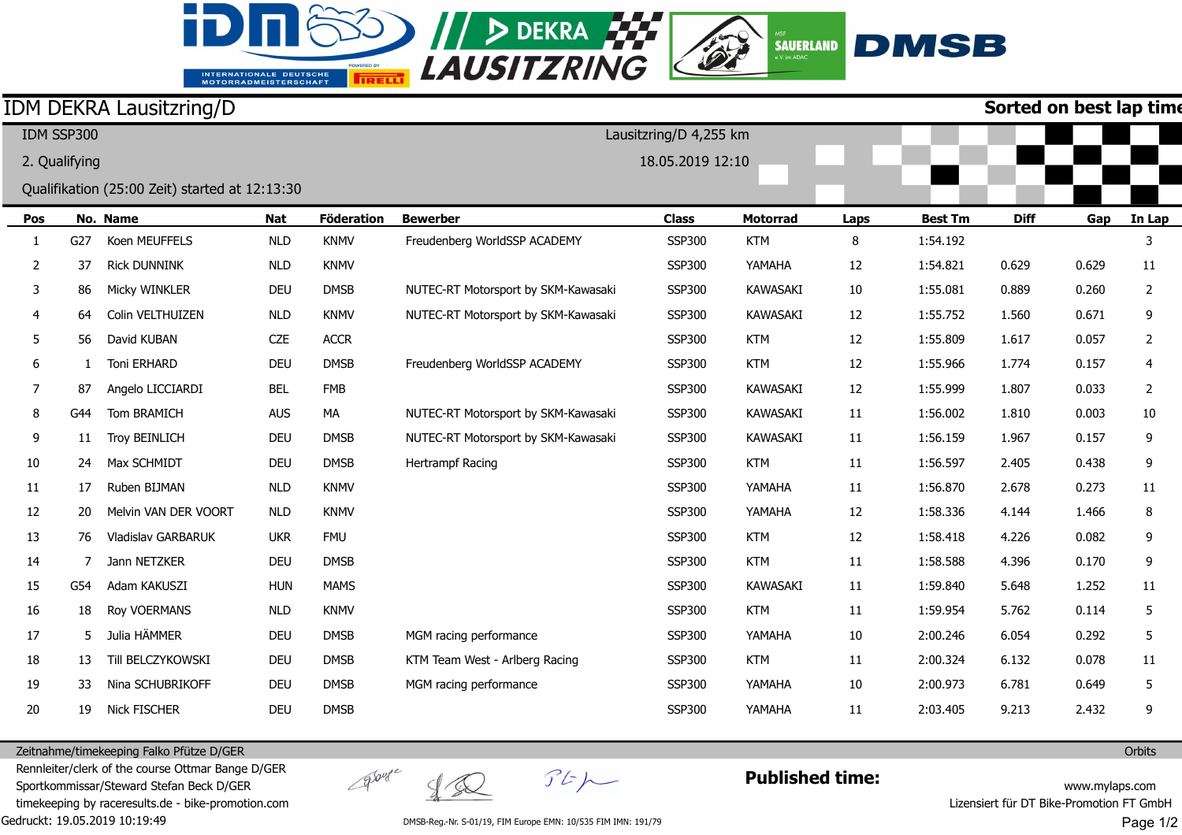# IDM DEKRA Lausitzring/D

**Sorted on best lap time**

IDM SSP300

2. Qualifying

Qualifikation (25:00 Zeit) started at 12:13:30

Lausitzring/D 4,255 km

18.05.2019 12:10

| Pos | No. | Name | Nat | Föderation | Bewerber | Class | Motorrad | Laps | Best Tm | Diff | Gap | In Lap |
|---|---|---|---|---|---|---|---|---|---|---|---|---|
| 1 | G27 | Koen MEUFFELS | NLD | KNMV | Freudenberg WorldSSP ACADEMY | SSP300 | KTM | 8 | 1:54.192 | | | 3 |
| 2 | 37 | Rick DUNNINK | NLD | KNMV | | SSP300 | YAMAHA | 12 | 1:54.821 | 0.629 | 0.629 | 11 |
| 3 | 86 | Micky WINKLER | DEU | DMSB | NUTEC-RT Motorsport by SKM-Kawasaki | SSP300 | KAWASAKI | 10 | 1:55.081 | 0.889 | 0.260 | 2 |
| 4 | 64 | Colin VELTHUIZEN | NLD | KNMV | NUTEC-RT Motorsport by SKM-Kawasaki | SSP300 | KAWASAKI | 12 | 1:55.752 | 1.560 | 0.671 | 9 |
| 5 | 56 | David KUBAN | CZE | ACCR | | SSP300 | KTM | 12 | 1:55.809 | 1.617 | 0.057 | 2 |
| 6 | 1 | Toni ERHARD | DEU | DMSB | Freudenberg WorldSSP ACADEMY | SSP300 | KTM | 12 | 1:55.966 | 1.774 | 0.157 | 4 |
| 7 | 87 | Angelo LICCIARDI | BEL | FMB | | SSP300 | KAWASAKI | 12 | 1:55.999 | 1.807 | 0.033 | 2 |
| 8 | G44 | Tom BRAMICH | AUS | MA | NUTEC-RT Motorsport by SKM-Kawasaki | SSP300 | KAWASAKI | 11 | 1:56.002 | 1.810 | 0.003 | 10 |
| 9 | 11 | Troy BEINLICH | DEU | DMSB | NUTEC-RT Motorsport by SKM-Kawasaki | SSP300 | KAWASAKI | 11 | 1:56.159 | 1.967 | 0.157 | 9 |
| 10 | 24 | Max SCHMIDT | DEU | DMSB | Hertrampf Racing | SSP300 | KTM | 11 | 1:56.597 | 2.405 | 0.438 | 9 |
| 11 | 17 | Ruben BIJMAN | NLD | KNMV | | SSP300 | YAMAHA | 11 | 1:56.870 | 2.678 | 0.273 | 11 |
| 12 | 20 | Melvin VAN DER VOORT | NLD | KNMV | | SSP300 | YAMAHA | 12 | 1:58.336 | 4.144 | 1.466 | 8 |
| 13 | 76 | Vladislav GARBARUK | UKR | FMU | | SSP300 | KTM | 12 | 1:58.418 | 4.226 | 0.082 | 9 |
| 14 | 7 | Jann NETZKER | DEU | DMSB | | SSP300 | KTM | 11 | 1:58.588 | 4.396 | 0.170 | 9 |
| 15 | G54 | Adam KAKUSZI | HUN | MAMS | | SSP300 | KAWASAKI | 11 | 1:59.840 | 5.648 | 1.252 | 11 |
| 16 | 18 | Roy VOERMANS | NLD | KNMV | | SSP300 | KTM | 11 | 1:59.954 | 5.762 | 0.114 | 5 |
| 17 | 5 | Julia HÄMMER | DEU | DMSB | MGM racing performance | SSP300 | YAMAHA | 10 | 2:00.246 | 6.054 | 0.292 | 5 |
| 18 | 13 | Till BELCZYKOWSKI | DEU | DMSB | KTM Team West - Arlberg Racing | SSP300 | KTM | 11 | 2:00.324 | 6.132 | 0.078 | 11 |
| 19 | 33 | Nina SCHUBRIKOFF | DEU | DMSB | MGM racing performance | SSP300 | YAMAHA | 10 | 2:00.973 | 6.781 | 0.649 | 5 |
| 20 | 19 | Nick FISCHER | DEU | DMSB | | SSP300 | YAMAHA | 11 | 2:03.405 | 9.213 | 2.432 | 9 |

Zeitnahme/timekeeping Falko Pfütze D/GER

Rennleiter/clerk of the course Ottmar Bange D/GER

Sportkommissar/Steward Stefan Beck D/GER

timekeeping by raceresults.de - bike-promotion.com

Gedruckt: 19.05.2019 10:19:49

DMSB-Reg.-Nr. S-01/19, FIM Europe EMN: 10/535 FIM IMN: 191/79

**Published time:**

Orbits

www.mylaps.com

Lizensiert für DT Bike-Promotion FT GmbH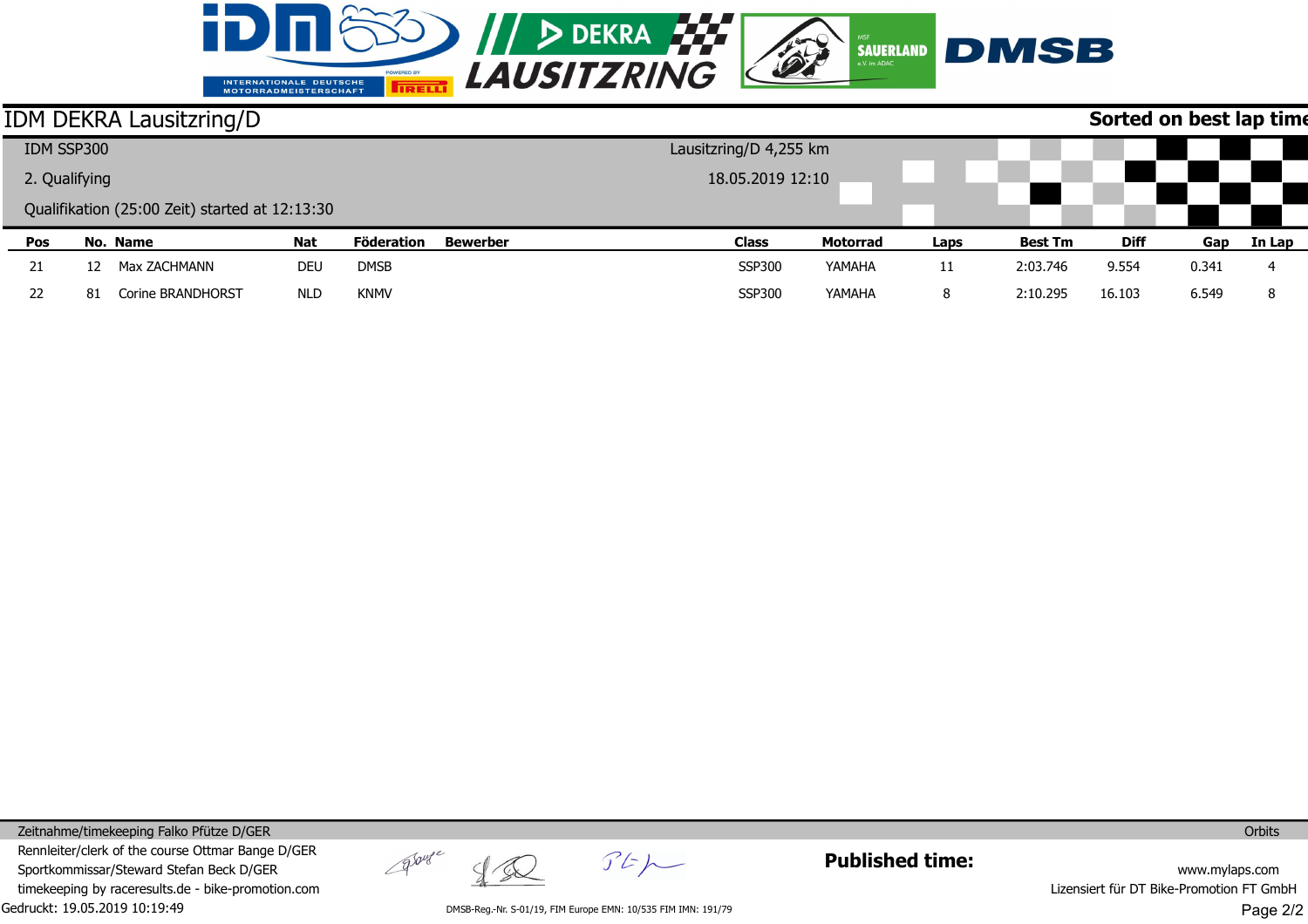IDM DEKRA Lausitzring/D

**Sorted on best lap time**

IDM SSP300

2. Qualifying

Qualifikation (25:00 Zeit) started at 12:13:30

Lausitzring/D 4,255 km

18.05.2019 12:10

| Pos | No. | Name | Nat | Föderation | Bewerber | Class | Motorrad | Laps | Best Tm | Diff | Gap | In Lap |
|---|---|---|---|---|---|---|---|---|---|---|---|---|
| 21 | 12 | Max ZACHMANN | DEU | DMSB | | SSP300 | YAMAHA | 11 | 2:03.746 | 9.554 | 0.341 | 4 |
| 22 | 81 | Corine BRANDHORST | NLD | KNMV | | SSP300 | YAMAHA | 8 | 2:10.295 | 16.103 | 6.549 | 8 |

Zeitnahme/timekeeping Falko Pfütze D/GER

Rennleiter/clerk of the course Ottmar Bange D/GER

Sportkommissar/Steward Stefan Beck D/GER

timekeeping by raceresults.de - bike-promotion.com

Gedruckt: 19.05.2019 10:19:49

DMSB-Reg.-Nr. S-01/19, FIM Europe EMN: 10/535 FIM IMN: 191/79

**Published time:**

Orbits

www.mylaps.com

Lizensiert für DT Bike-Promotion FT GmbH